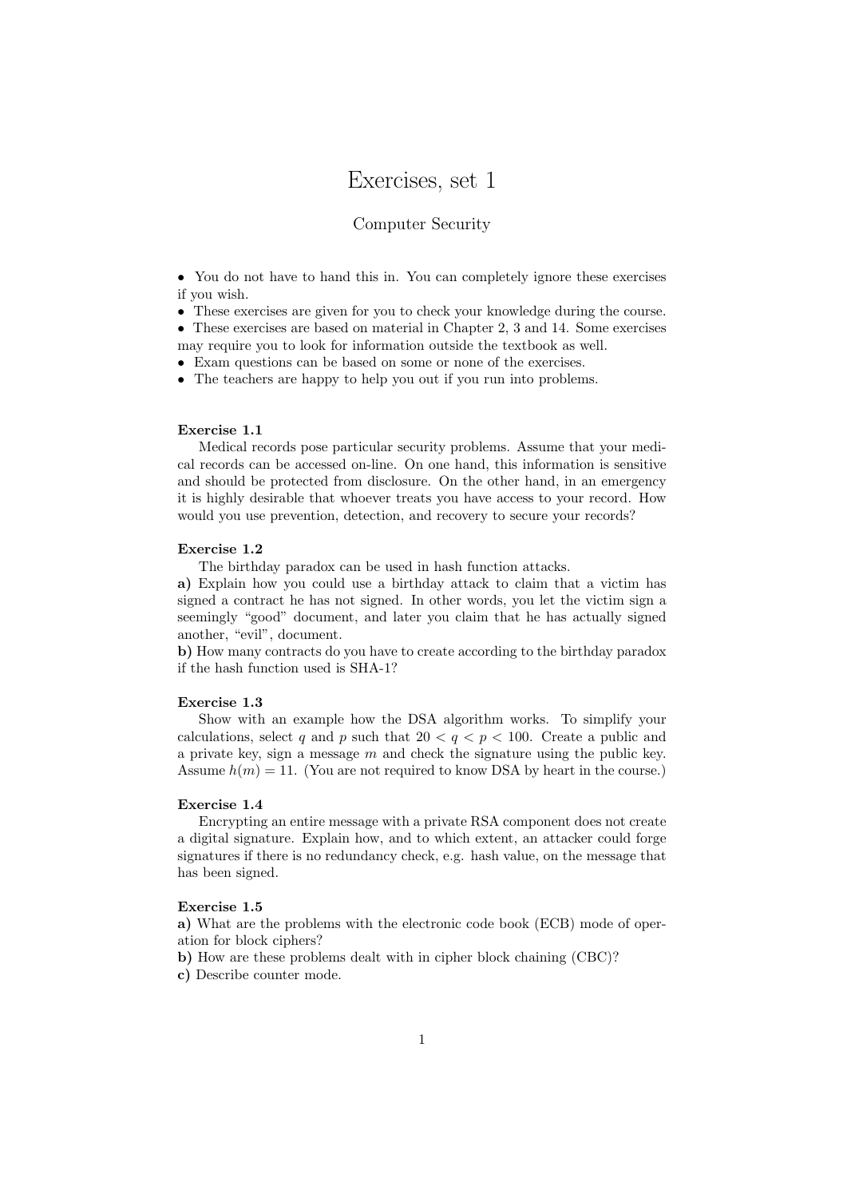# Exercises, set 1

## Computer Security

- You do not have to hand this in. You can completely ignore these exercises if you wish.
- These exercises are given for you to check your knowledge during the course.
- These exercises are based on material in Chapter 2, 3 and 14. Some exercises may require you to look for information outside the textbook as well.
- Exam questions can be based on some or none of the exercises.
- The teachers are happy to help you out if you run into problems.

**Exercise 1.1**

Medical records pose particular security problems. Assume that your medical records can be accessed on-line. On one hand, this information is sensitive and should be protected from disclosure. On the other hand, in an emergency it is highly desirable that whoever treats you have access to your record. How would you use prevention, detection, and recovery to secure your records?

**Exercise 1.2**

The birthday paradox can be used in hash function attacks.

**a)** Explain how you could use a birthday attack to claim that a victim has signed a contract he has not signed. In other words, you let the victim sign a seemingly "good" document, and later you claim that he has actually signed another, "evil", document.

**b)** How many contracts do you have to create according to the birthday paradox if the hash function used is SHA-1?

**Exercise 1.3**

Show with an example how the DSA algorithm works. To simplify your calculations, select $q$ and $p$ such that $20 < q < p < 100$. Create a public and a private key, sign a message $m$ and check the signature using the public key. Assume $h(m) = 11$. (You are not required to know DSA by heart in the course.)

**Exercise 1.4**

Encrypting an entire message with a private RSA component does not create a digital signature. Explain how, and to which extent, an attacker could forge signatures if there is no redundancy check, e.g. hash value, on the message that has been signed.

**Exercise 1.5**

**a)** What are the problems with the electronic code book (ECB) mode of operation for block ciphers?

**b)** How are these problems dealt with in cipher block chaining (CBC)?

**c)** Describe counter mode.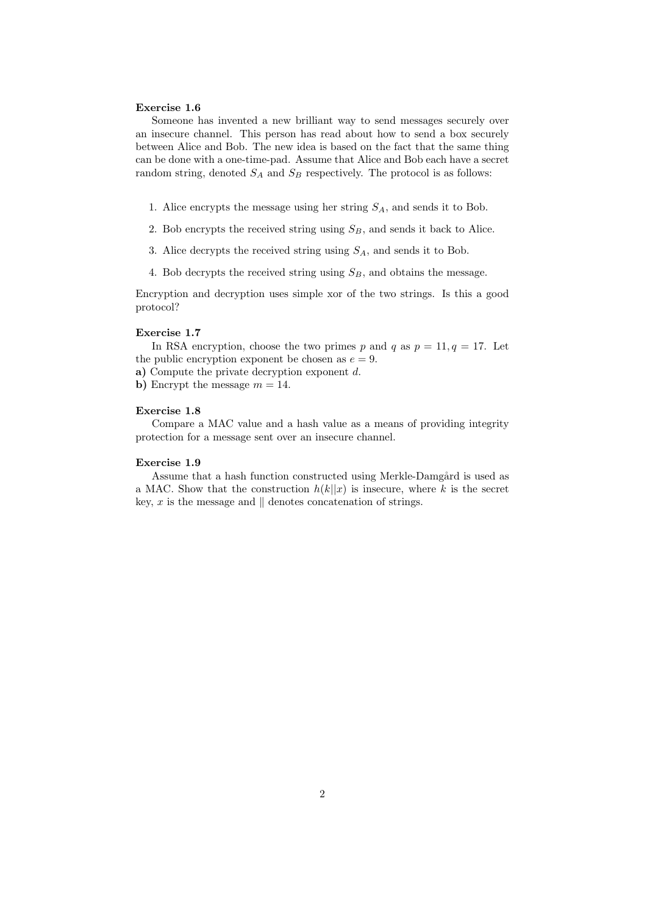**Exercise 1.6**

Someone has invented a new brilliant way to send messages securely over an insecure channel. This person has read about how to send a box securely between Alice and Bob. The new idea is based on the fact that the same thing can be done with a one-time-pad. Assume that Alice and Bob each have a secret random string, denoted $S_A$ and $S_B$ respectively. The protocol is as follows:

1. Alice encrypts the message using her string $S_A$, and sends it to Bob.
2. Bob encrypts the received string using $S_B$, and sends it back to Alice.
3. Alice decrypts the received string using $S_A$, and sends it to Bob.
4. Bob decrypts the received string using $S_B$, and obtains the message.

Encryption and decryption uses simple xor of the two strings. Is this a good protocol?

**Exercise 1.7**

In RSA encryption, choose the two primes $p$ and $q$ as $p = 11, q = 17$. Let the public encryption exponent be chosen as $e = 9$.
**a)** Compute the private decryption exponent $d$.
**b)** Encrypt the message $m = 14$.

**Exercise 1.8**

Compare a MAC value and a hash value as a means of providing integrity protection for a message sent over an insecure channel.

**Exercise 1.9**

Assume that a hash function constructed using Merkle-Damgård is used as a MAC. Show that the construction $h(k||x)$ is insecure, where $k$ is the secret key, $x$ is the message and $||$ denotes concatenation of strings.